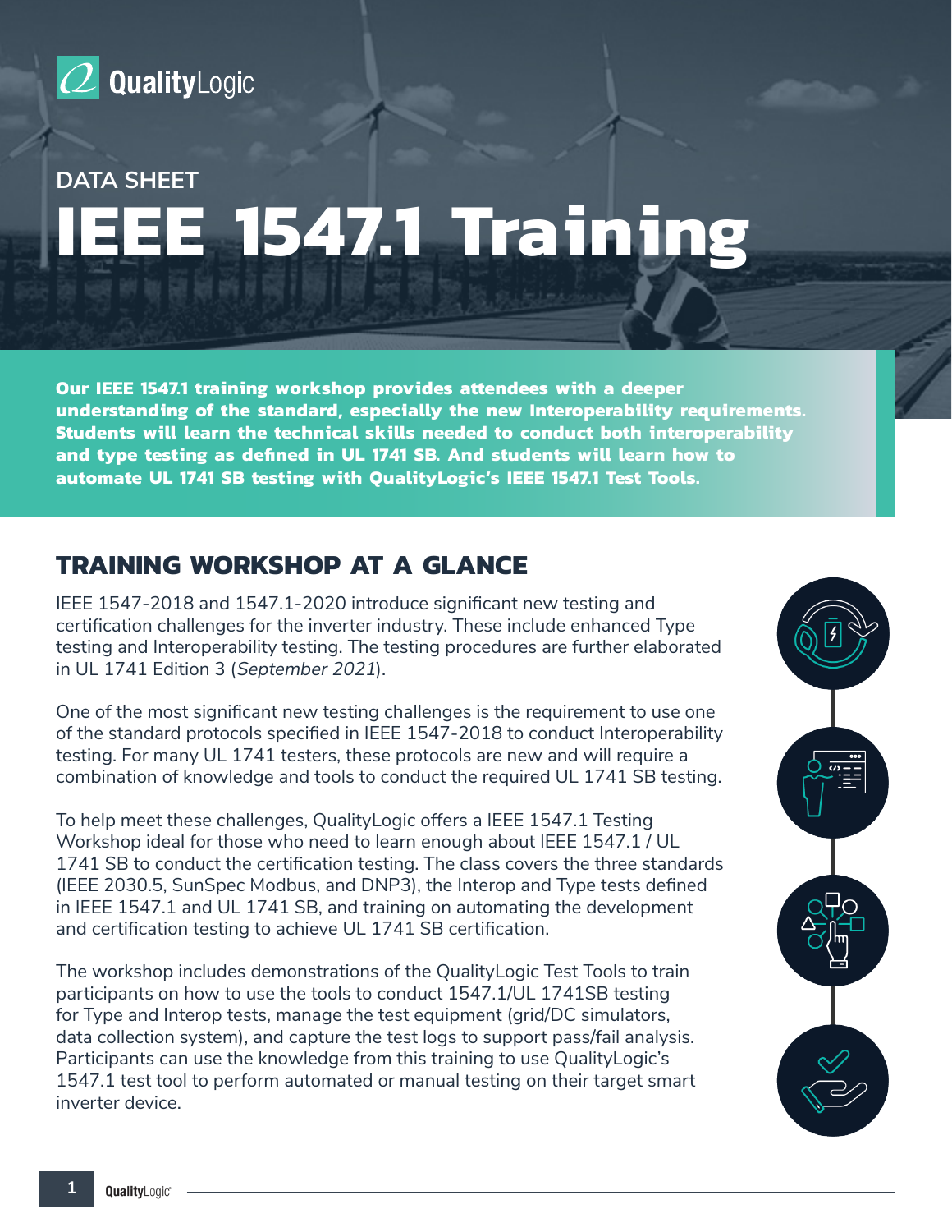QualityLogic

DATA SHEET

# IEEE 1547.1 Training

**Our IEEE 1547.1 training workshop provides attendees with a deeper understanding of the standard, especially the new Interoperability requirements. Students will learn the technical skills needed to conduct both interoperability and type testing as defined in UL 1741 SB. And students will learn how to automate UL 1741 SB testing with QualityLogic's IEEE 1547.1 Test Tools.**

## TRAINING WORKSHOP AT A GLANCE

IEEE 1547-2018 and 1547.1-2020 introduce significant new testing and certification challenges for the inverter industry. These include enhanced Type testing and Interoperability testing. The testing procedures are further elaborated in UL 1741 Edition 3 (*September 2021*).

One of the most significant new testing challenges is the requirement to use one of the standard protocols specified in IEEE 1547-2018 to conduct Interoperability testing. For many UL 1741 testers, these protocols are new and will require a combination of knowledge and tools to conduct the required UL 1741 SB testing.

To help meet these challenges, QualityLogic offers a IEEE 1547.1 Testing Workshop ideal for those who need to learn enough about IEEE 1547.1 / UL 1741 SB to conduct the certification testing. The class covers the three standards (IEEE 2030.5, SunSpec Modbus, and DNP3), the Interop and Type tests defined in IEEE 1547.1 and UL 1741 SB, and training on automating the development and certification testing to achieve UL 1741 SB certification.

The workshop includes demonstrations of the QualityLogic Test Tools to train participants on how to use the tools to conduct 1547.1/UL 1741SB testing for Type and Interop tests, manage the test equipment (grid/DC simulators, data collection system), and capture the test logs to support pass/fail analysis. Participants can use the knowledge from this training to use QualityLogic's 1547.1 test tool to perform automated or manual testing on their target smart inverter device.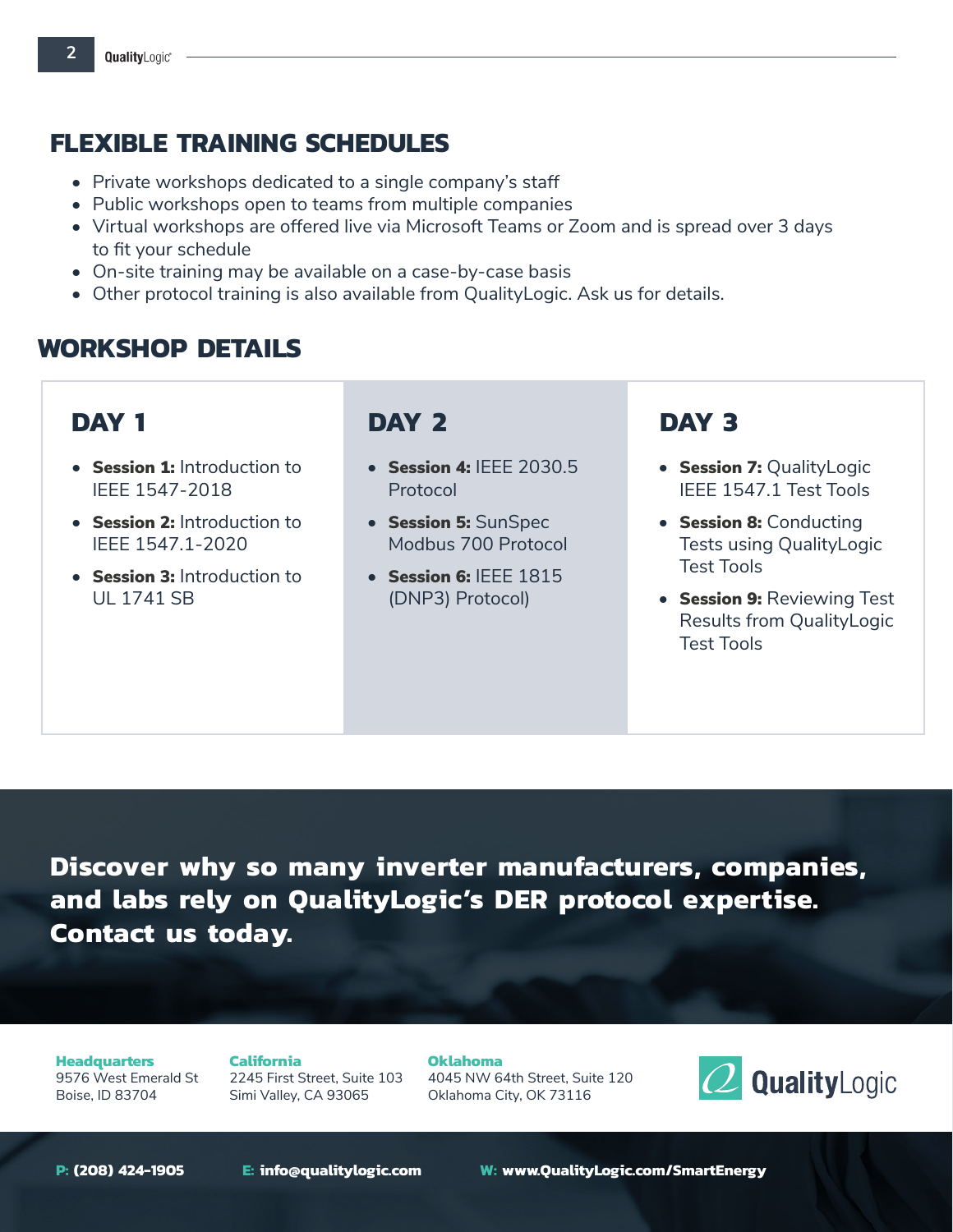## FLEXIBLE TRAINING SCHEDULES

- Private workshops dedicated to a single company's staff
- Public workshops open to teams from multiple companies
- Virtual workshops are offered live via Microsoft Teams or Zoom and is spread over 3 days to fit your schedule
- On-site training may be available on a case-by-case basis
- Other protocol training is also available from QualityLogic. Ask us for details.

## WORKSHOP DETAILS

### DAY 1

- **Session 1:** Introduction to IEEE 1547-2018
- **Session 2:** Introduction to IEEE 1547.1-2020
- **Session 3:** Introduction to UL 1741 SB

### DAY 2

- **Session 4:** IEEE 2030.5 Protocol
- **Session 5:** SunSpec Modbus 700 Protocol
- **Session 6:** IEEE 1815 (DNP3) Protocol)

### DAY 3

- **Session 7:** QualityLogic IEEE 1547.1 Test Tools
- **Session 8:** Conducting Tests using QualityLogic Test Tools
- **Session 9:** Reviewing Test Results from QualityLogic Test Tools

**Discover why so many inverter manufacturers, companies, and labs rely on QualityLogic's DER protocol expertise. Contact us today.**

**Headquarters**
9576 West Emerald St
Boise, ID 83704

**California**
2245 First Street, Suite 103
Simi Valley, CA 93065

**Oklahoma**
4045 NW 64th Street, Suite 120
Oklahoma City, OK 73116

QualityLogic

**P: (208) 424-1905**  **E: info@qualitylogic.com**  **W: www.QualityLogic.com/SmartEnergy**